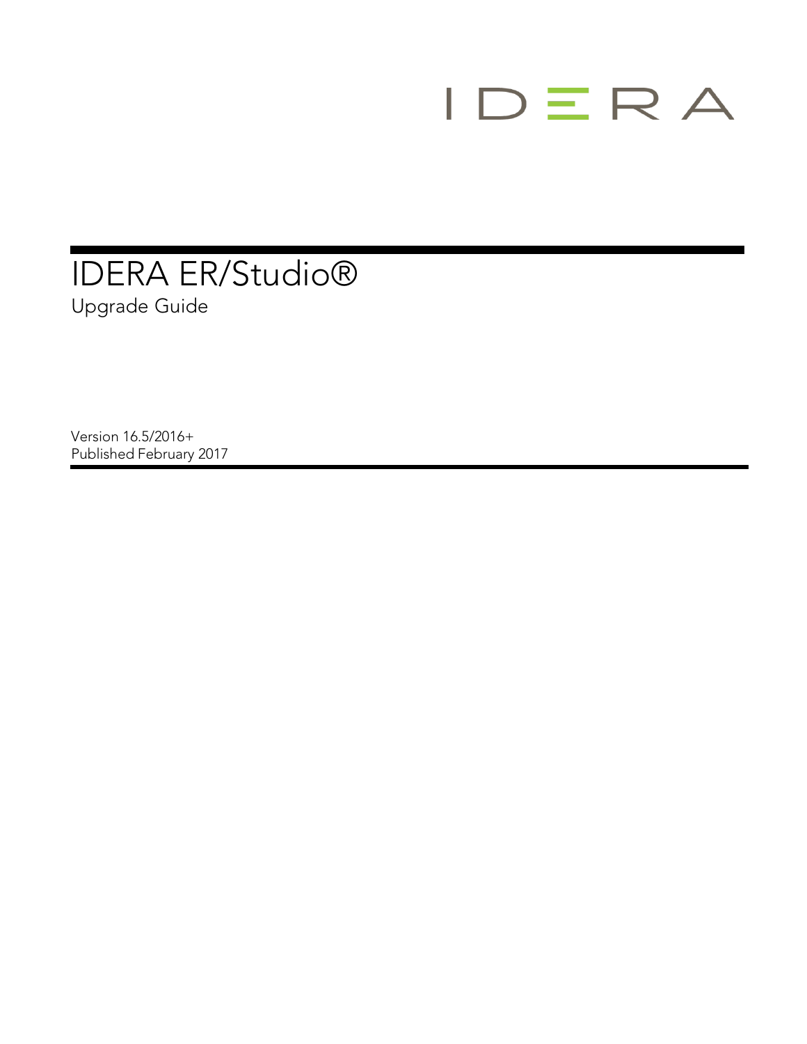IDERA

# IDERA ER/Studio®

Upgrade Guide

Version 16.5/2016+
Published February 2017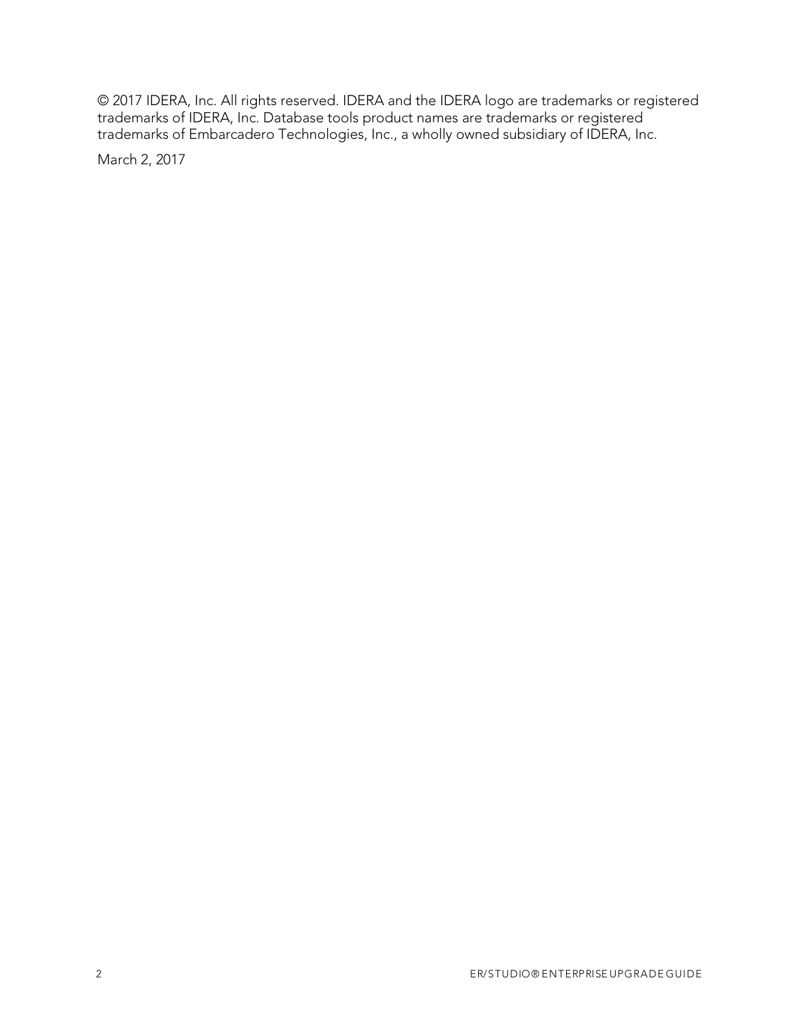© 2017 IDERA, Inc. All rights reserved. IDERA and the IDERA logo are trademarks or registered trademarks of IDERA, Inc. Database tools product names are trademarks or registered trademarks of Embarcadero Technologies, Inc., a wholly owned subsidiary of IDERA, Inc.

March 2, 2017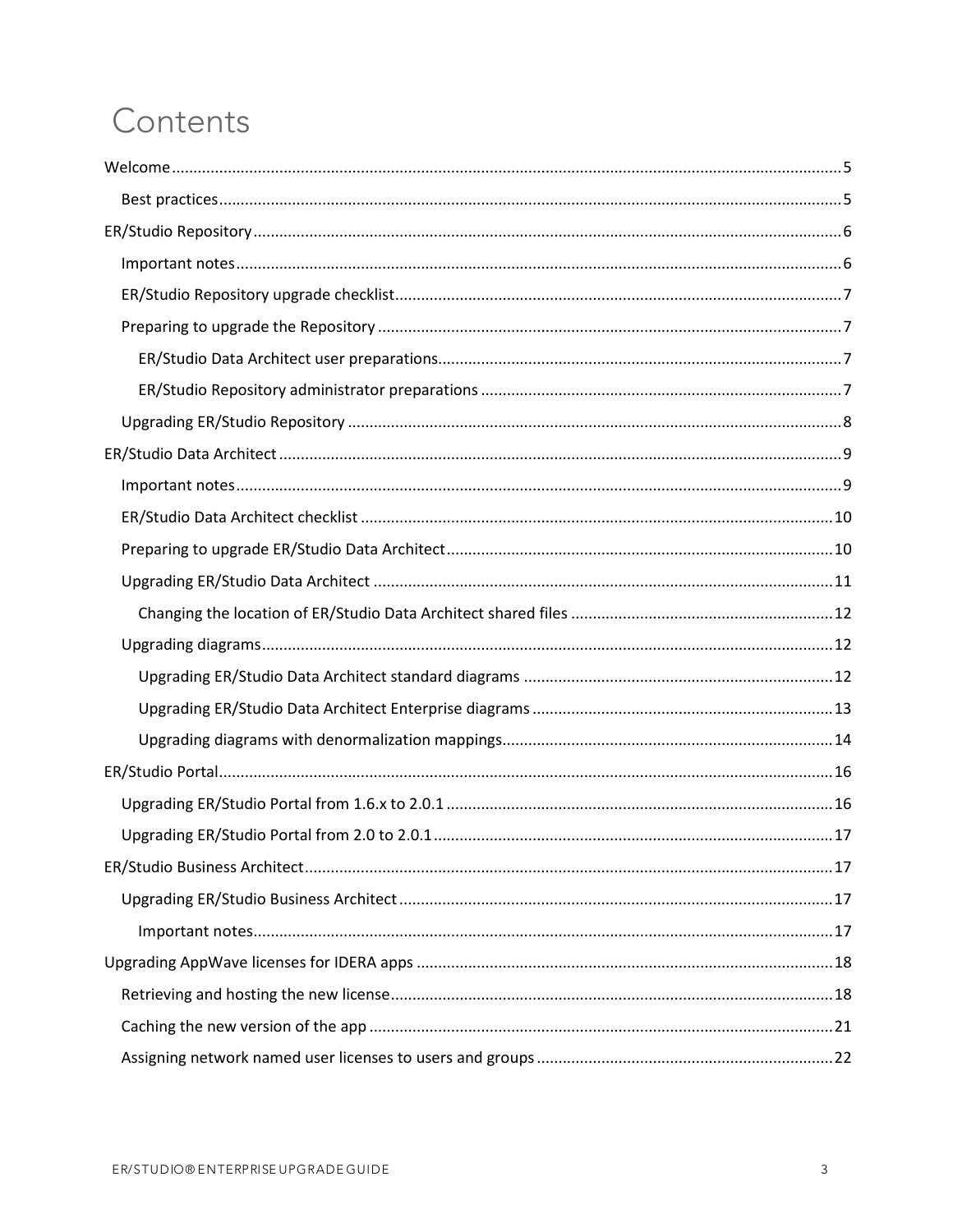# Contents

- Welcome ........ 5
  - Best practices ........ 5
- ER/Studio Repository ........ 6
  - Important notes ........ 6
  - ER/Studio Repository upgrade checklist ........ 7
  - Preparing to upgrade the Repository ........ 7
    - ER/Studio Data Architect user preparations ........ 7
    - ER/Studio Repository administrator preparations ........ 7
  - Upgrading ER/Studio Repository ........ 8
- ER/Studio Data Architect ........ 9
  - Important notes ........ 9
  - ER/Studio Data Architect checklist ........ 10
  - Preparing to upgrade ER/Studio Data Architect ........ 10
  - Upgrading ER/Studio Data Architect ........ 11
    - Changing the location of ER/Studio Data Architect shared files ........ 12
  - Upgrading diagrams ........ 12
    - Upgrading ER/Studio Data Architect standard diagrams ........ 12
    - Upgrading ER/Studio Data Architect Enterprise diagrams ........ 13
    - Upgrading diagrams with denormalization mappings ........ 14
- ER/Studio Portal ........ 16
  - Upgrading ER/Studio Portal from 1.6.x to 2.0.1 ........ 16
  - Upgrading ER/Studio Portal from 2.0 to 2.0.1 ........ 17
- ER/Studio Business Architect ........ 17
  - Upgrading ER/Studio Business Architect ........ 17
    - Important notes ........ 17
- Upgrading AppWave licenses for IDERA apps ........ 18
  - Retrieving and hosting the new license ........ 18
  - Caching the new version of the app ........ 21
  - Assigning network named user licenses to users and groups ........ 22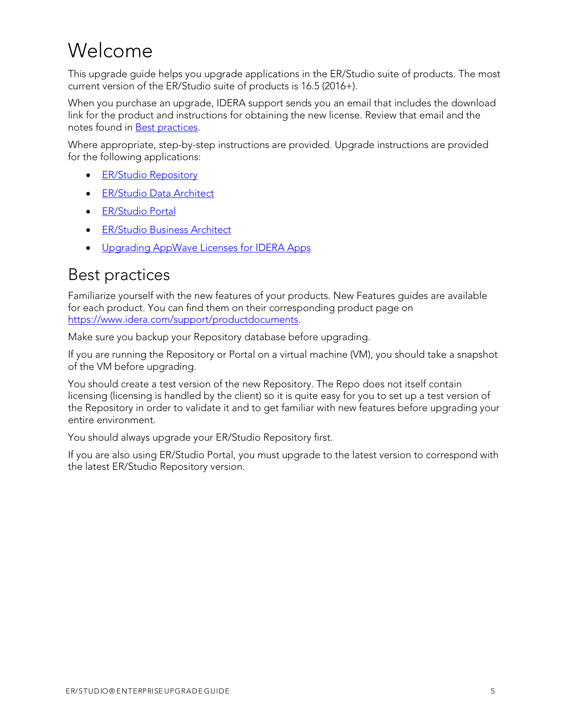# Welcome

This upgrade guide helps you upgrade applications in the ER/Studio suite of products. The most current version of the ER/Studio suite of products is 16.5 (2016+).

When you purchase an upgrade, IDERA support sends you an email that includes the download link for the product and instructions for obtaining the new license. Review that email and the notes found in Best practices.

Where appropriate, step-by-step instructions are provided. Upgrade instructions are provided for the following applications:

- ER/Studio Repository
- ER/Studio Data Architect
- ER/Studio Portal
- ER/Studio Business Architect
- Upgrading AppWave Licenses for IDERA Apps

## Best practices

Familiarize yourself with the new features of your products. New Features guides are available for each product. You can find them on their corresponding product page on https://www.idera.com/support/productdocuments.

Make sure you backup your Repository database before upgrading.

If you are running the Repository or Portal on a virtual machine (VM), you should take a snapshot of the VM before upgrading.

You should create a test version of the new Repository. The Repo does not itself contain licensing (licensing is handled by the client) so it is quite easy for you to set up a test version of the Repository in order to validate it and to get familiar with new features before upgrading your entire environment.

You should always upgrade your ER/Studio Repository first.

If you are also using ER/Studio Portal, you must upgrade to the latest version to correspond with the latest ER/Studio Repository version.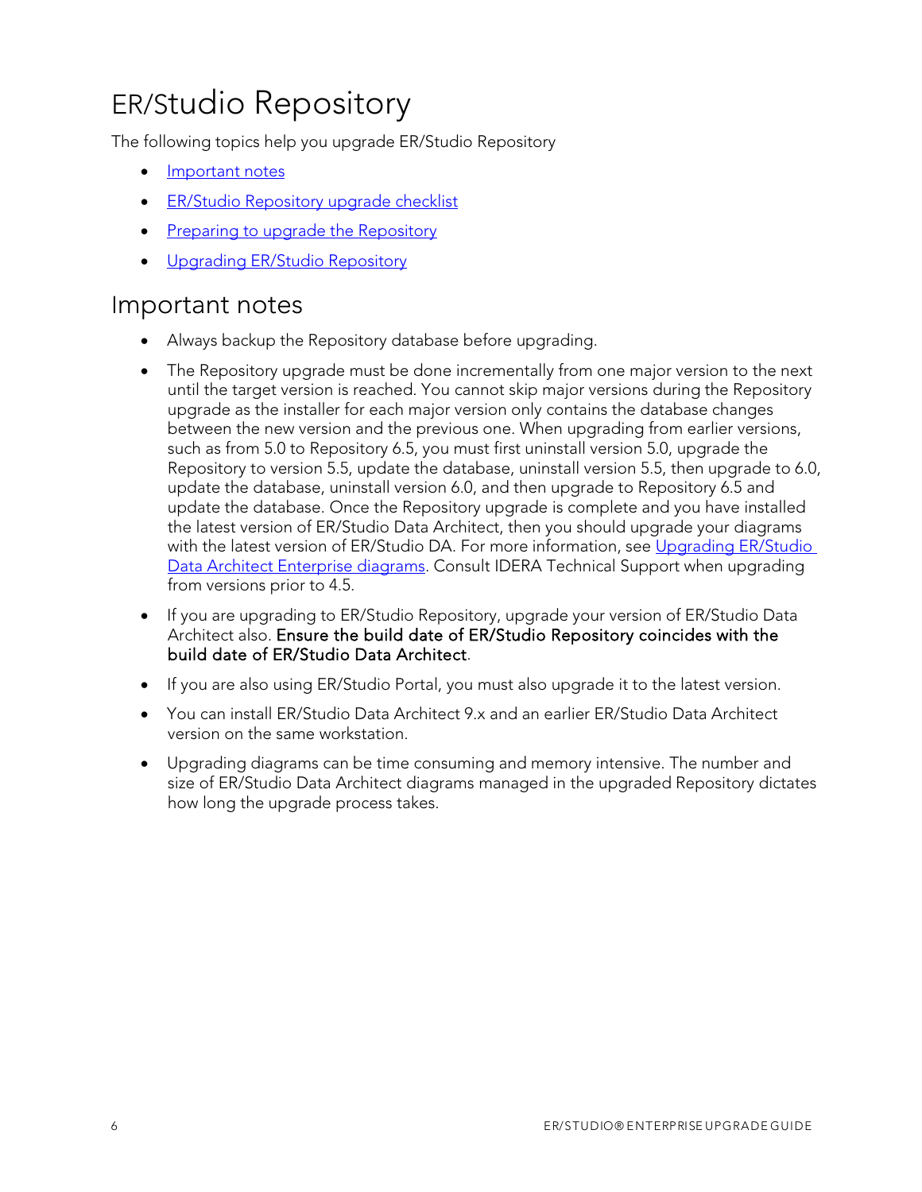# ER/Studio Repository

The following topics help you upgrade ER/Studio Repository

- [Important notes](#)
- [ER/Studio Repository upgrade checklist](#)
- [Preparing to upgrade the Repository](#)
- [Upgrading ER/Studio Repository](#)

## Important notes

- Always backup the Repository database before upgrading.
- The Repository upgrade must be done incrementally from one major version to the next until the target version is reached. You cannot skip major versions during the Repository upgrade as the installer for each major version only contains the database changes between the new version and the previous one. When upgrading from earlier versions, such as from 5.0 to Repository 6.5, you must first uninstall version 5.0, upgrade the Repository to version 5.5, update the database, uninstall version 5.5, then upgrade to 6.0, update the database, uninstall version 6.0, and then upgrade to Repository 6.5 and update the database. Once the Repository upgrade is complete and you have installed the latest version of ER/Studio Data Architect, then you should upgrade your diagrams with the latest version of ER/Studio DA. For more information, see [Upgrading ER/Studio Data Architect Enterprise diagrams](#). Consult IDERA Technical Support when upgrading from versions prior to 4.5.
- If you are upgrading to ER/Studio Repository, upgrade your version of ER/Studio Data Architect also. **Ensure the build date of ER/Studio Repository coincides with the build date of ER/Studio Data Architect**.
- If you are also using ER/Studio Portal, you must also upgrade it to the latest version.
- You can install ER/Studio Data Architect 9.x and an earlier ER/Studio Data Architect version on the same workstation.
- Upgrading diagrams can be time consuming and memory intensive. The number and size of ER/Studio Data Architect diagrams managed in the upgraded Repository dictates how long the upgrade process takes.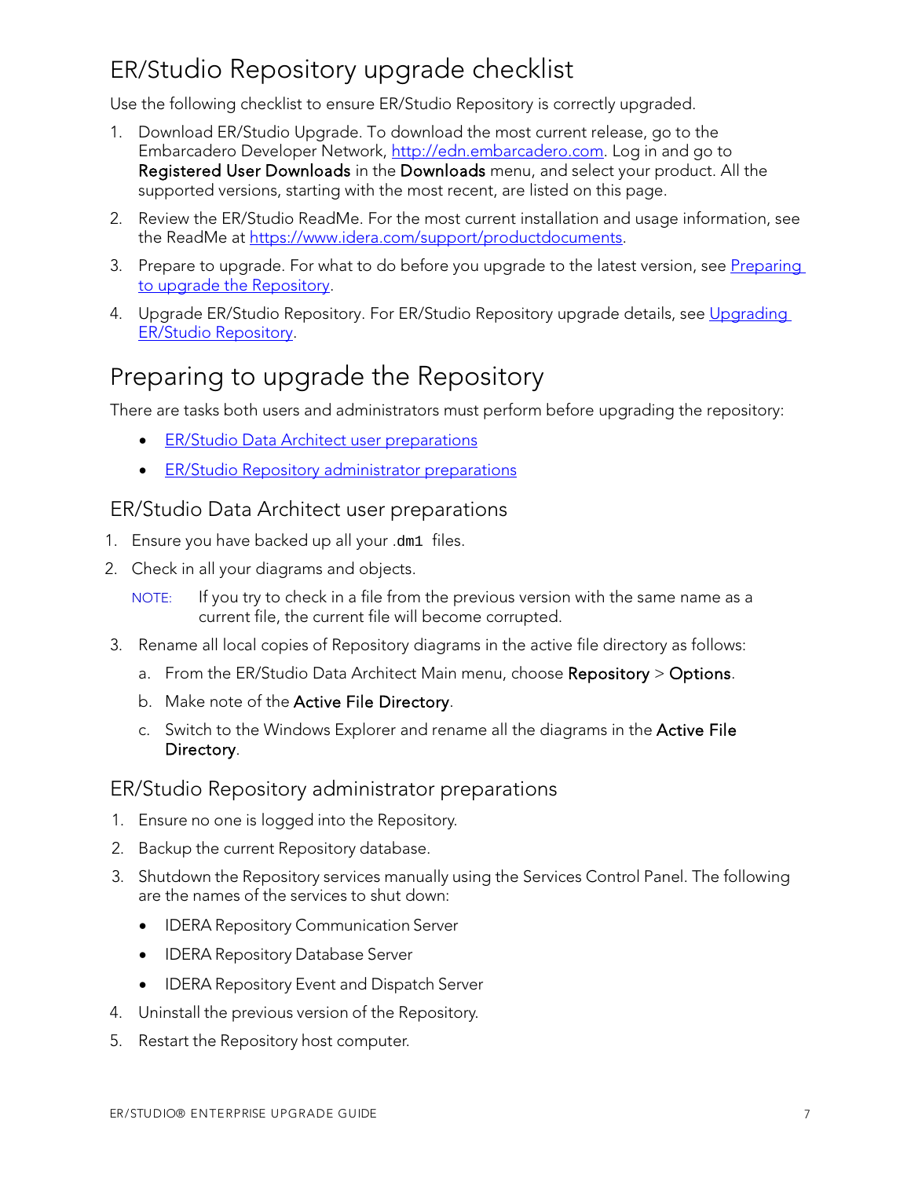# ER/Studio Repository upgrade checklist

Use the following checklist to ensure ER/Studio Repository is correctly upgraded.

1. Download ER/Studio Upgrade. To download the most current release, go to the Embarcadero Developer Network, http://edn.embarcadero.com. Log in and go to **Registered User Downloads** in the **Downloads** menu, and select your product. All the supported versions, starting with the most recent, are listed on this page.
2. Review the ER/Studio ReadMe. For the most current installation and usage information, see the ReadMe at https://www.idera.com/support/productdocuments.
3. Prepare to upgrade. For what to do before you upgrade to the latest version, see Preparing to upgrade the Repository.
4. Upgrade ER/Studio Repository. For ER/Studio Repository upgrade details, see Upgrading ER/Studio Repository.

# Preparing to upgrade the Repository

There are tasks both users and administrators must perform before upgrading the repository:

- ER/Studio Data Architect user preparations
- ER/Studio Repository administrator preparations

## ER/Studio Data Architect user preparations

1. Ensure you have backed up all your `.dm1` files.
2. Check in all your diagrams and objects.

   NOTE: If you try to check in a file from the previous version with the same name as a current file, the current file will become corrupted.

3. Rename all local copies of Repository diagrams in the active file directory as follows:
   a. From the ER/Studio Data Architect Main menu, choose **Repository** > **Options**.
   b. Make note of the **Active File Directory**.
   c. Switch to the Windows Explorer and rename all the diagrams in the **Active File Directory**.

## ER/Studio Repository administrator preparations

1. Ensure no one is logged into the Repository.
2. Backup the current Repository database.
3. Shutdown the Repository services manually using the Services Control Panel. The following are the names of the services to shut down:
   - IDERA Repository Communication Server
   - IDERA Repository Database Server
   - IDERA Repository Event and Dispatch Server
4. Uninstall the previous version of the Repository.
5. Restart the Repository host computer.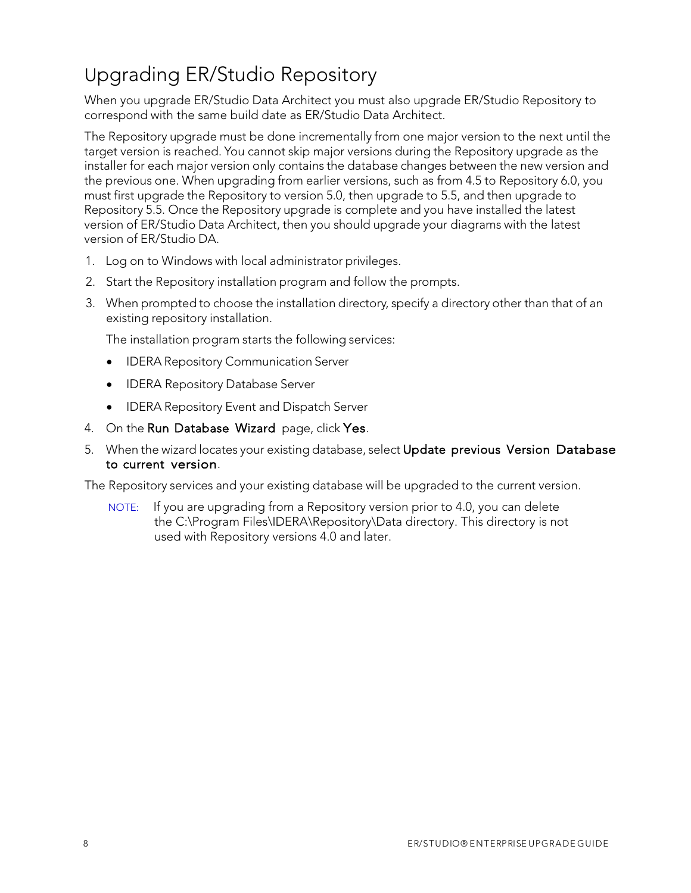# Upgrading ER/Studio Repository

When you upgrade ER/Studio Data Architect you must also upgrade ER/Studio Repository to correspond with the same build date as ER/Studio Data Architect.

The Repository upgrade must be done incrementally from one major version to the next until the target version is reached. You cannot skip major versions during the Repository upgrade as the installer for each major version only contains the database changes between the new version and the previous one. When upgrading from earlier versions, such as from 4.5 to Repository 6.0, you must first upgrade the Repository to version 5.0, then upgrade to 5.5, and then upgrade to Repository 5.5. Once the Repository upgrade is complete and you have installed the latest version of ER/Studio Data Architect, then you should upgrade your diagrams with the latest version of ER/Studio DA.

1. Log on to Windows with local administrator privileges.
2. Start the Repository installation program and follow the prompts.
3. When prompted to choose the installation directory, specify a directory other than that of an existing repository installation.

   The installation program starts the following services:

   - IDERA Repository Communication Server
   - IDERA Repository Database Server
   - IDERA Repository Event and Dispatch Server
4. On the **Run Database Wizard** page, click **Yes**.
5. When the wizard locates your existing database, select **Update previous Version Database to current version**.

The Repository services and your existing database will be upgraded to the current version.

> NOTE: If you are upgrading from a Repository version prior to 4.0, you can delete the C:\Program Files\IDERA\Repository\Data directory. This directory is not used with Repository versions 4.0 and later.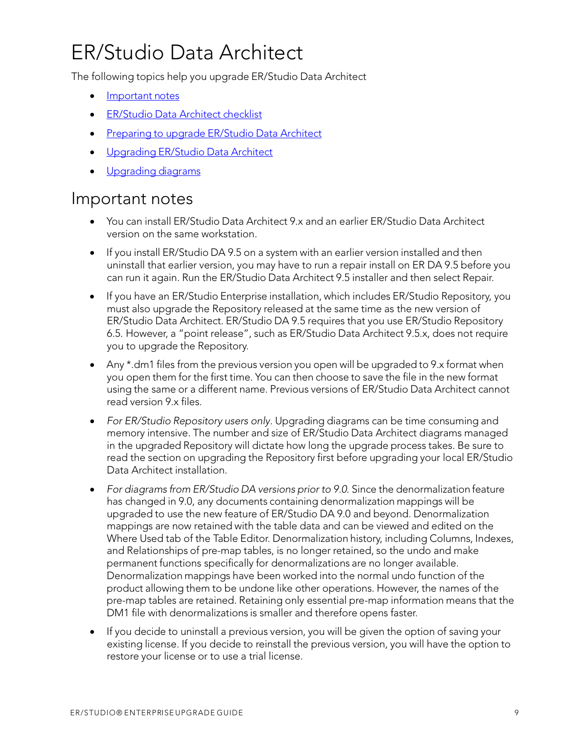# ER/Studio Data Architect

The following topics help you upgrade ER/Studio Data Architect

- Important notes
- ER/Studio Data Architect checklist
- Preparing to upgrade ER/Studio Data Architect
- Upgrading ER/Studio Data Architect
- Upgrading diagrams

## Important notes

- You can install ER/Studio Data Architect 9.x and an earlier ER/Studio Data Architect version on the same workstation.
- If you install ER/Studio DA 9.5 on a system with an earlier version installed and then uninstall that earlier version, you may have to run a repair install on ER DA 9.5 before you can run it again. Run the ER/Studio Data Architect 9.5 installer and then select Repair.
- If you have an ER/Studio Enterprise installation, which includes ER/Studio Repository, you must also upgrade the Repository released at the same time as the new version of ER/Studio Data Architect. ER/Studio DA 9.5 requires that you use ER/Studio Repository 6.5. However, a "point release", such as ER/Studio Data Architect 9.5.x, does not require you to upgrade the Repository.
- Any *.dm1 files from the previous version you open will be upgraded to 9.x format when you open them for the first time. You can then choose to save the file in the new format using the same or a different name. Previous versions of ER/Studio Data Architect cannot read version 9.x files.
- *For ER/Studio Repository users only*. Upgrading diagrams can be time consuming and memory intensive. The number and size of ER/Studio Data Architect diagrams managed in the upgraded Repository will dictate how long the upgrade process takes. Be sure to read the section on upgrading the Repository first before upgrading your local ER/Studio Data Architect installation.
- *For diagrams from ER/Studio DA versions prior to 9.0.* Since the denormalization feature has changed in 9.0, any documents containing denormalization mappings will be upgraded to use the new feature of ER/Studio DA 9.0 and beyond. Denormalization mappings are now retained with the table data and can be viewed and edited on the Where Used tab of the Table Editor. Denormalization history, including Columns, Indexes, and Relationships of pre-map tables, is no longer retained, so the undo and make permanent functions specifically for denormalizations are no longer available. Denormalization mappings have been worked into the normal undo function of the product allowing them to be undone like other operations. However, the names of the pre-map tables are retained. Retaining only essential pre-map information means that the DM1 file with denormalizations is smaller and therefore opens faster.
- If you decide to uninstall a previous version, you will be given the option of saving your existing license. If you decide to reinstall the previous version, you will have the option to restore your license or to use a trial license.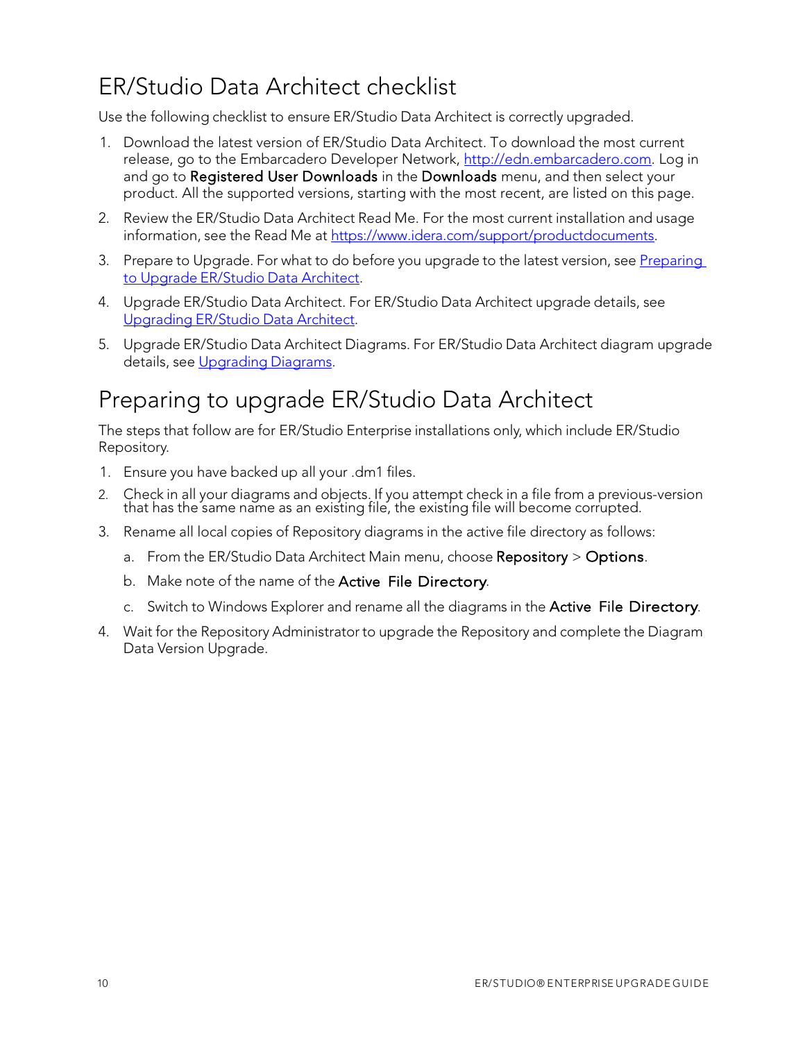# ER/Studio Data Architect checklist

Use the following checklist to ensure ER/Studio Data Architect is correctly upgraded.

1. Download the latest version of ER/Studio Data Architect. To download the most current release, go to the Embarcadero Developer Network, [http://edn.embarcadero.com](http://edn.embarcadero.com). Log in and go to **Registered User Downloads** in the **Downloads** menu, and then select your product. All the supported versions, starting with the most recent, are listed on this page.
2. Review the ER/Studio Data Architect Read Me. For the most current installation and usage information, see the Read Me at [https://www.idera.com/support/productdocuments](https://www.idera.com/support/productdocuments).
3. Prepare to Upgrade. For what to do before you upgrade to the latest version, see Preparing to Upgrade ER/Studio Data Architect.
4. Upgrade ER/Studio Data Architect. For ER/Studio Data Architect upgrade details, see Upgrading ER/Studio Data Architect.
5. Upgrade ER/Studio Data Architect Diagrams. For ER/Studio Data Architect diagram upgrade details, see Upgrading Diagrams.

# Preparing to upgrade ER/Studio Data Architect

The steps that follow are for ER/Studio Enterprise installations only, which include ER/Studio Repository.

1. Ensure you have backed up all your .dm1 files.
2. Check in all your diagrams and objects. If you attempt check in a file from a previous-version that has the same name as an existing file, the existing file will become corrupted.
3. Rename all local copies of Repository diagrams in the active file directory as follows:
   a. From the ER/Studio Data Architect Main menu, choose **Repository** > **Options**.
   b. Make note of the name of the **Active File Directory**.
   c. Switch to Windows Explorer and rename all the diagrams in the **Active File Directory**.
4. Wait for the Repository Administrator to upgrade the Repository and complete the Diagram Data Version Upgrade.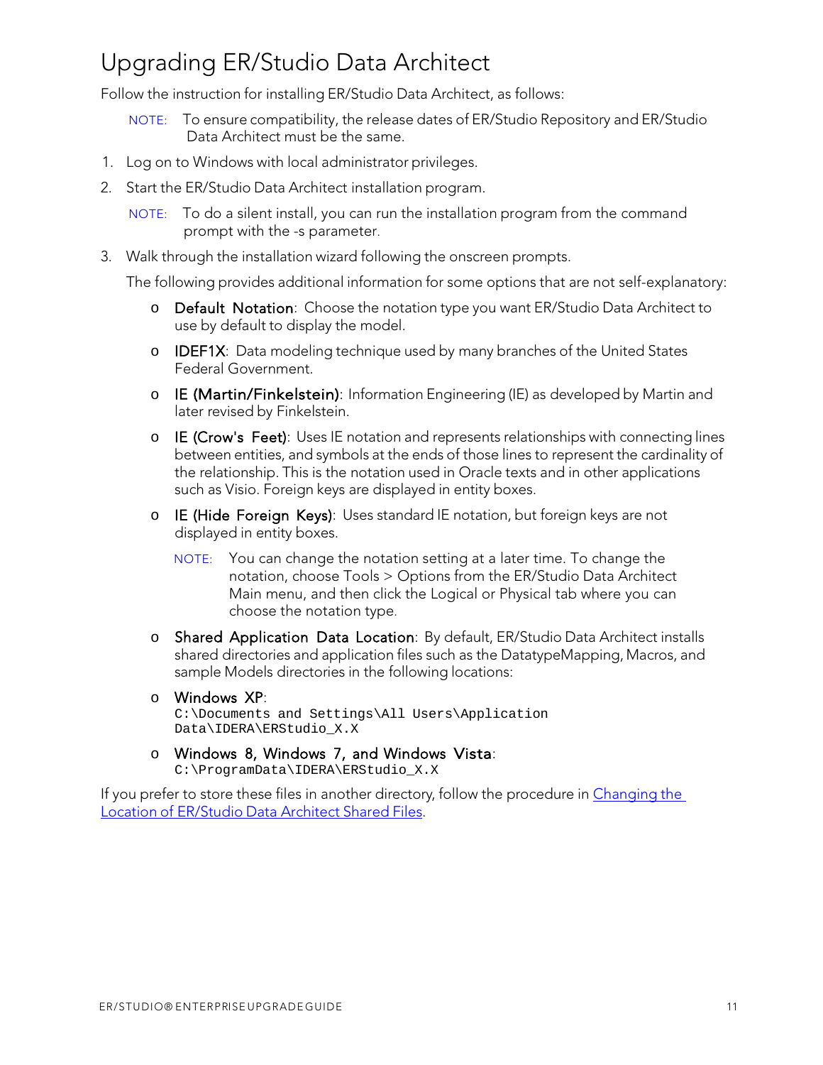# Upgrading ER/Studio Data Architect

Follow the instruction for installing ER/Studio Data Architect, as follows:

> NOTE: To ensure compatibility, the release dates of ER/Studio Repository and ER/Studio Data Architect must be the same.

1. Log on to Windows with local administrator privileges.
2. Start the ER/Studio Data Architect installation program.

   > NOTE: To do a silent install, you can run the installation program from the command prompt with the -s parameter.

3. Walk through the installation wizard following the onscreen prompts.

   The following provides additional information for some options that are not self-explanatory:

   - **Default Notation**: Choose the notation type you want ER/Studio Data Architect to use by default to display the model.
   - **IDEF1X**: Data modeling technique used by many branches of the United States Federal Government.
   - **IE (Martin/Finkelstein)**: Information Engineering (IE) as developed by Martin and later revised by Finkelstein.
   - **IE (Crow's Feet)**: Uses IE notation and represents relationships with connecting lines between entities, and symbols at the ends of those lines to represent the cardinality of the relationship. This is the notation used in Oracle texts and in other applications such as Visio. Foreign keys are displayed in entity boxes.
   - **IE (Hide Foreign Keys)**: Uses standard IE notation, but foreign keys are not displayed in entity boxes.

     > NOTE: You can change the notation setting at a later time. To change the notation, choose Tools > Options from the ER/Studio Data Architect Main menu, and then click the Logical or Physical tab where you can choose the notation type.

   - **Shared Application Data Location**: By default, ER/Studio Data Architect installs shared directories and application files such as the DatatypeMapping, Macros, and sample Models directories in the following locations:
   - **Windows XP**:
     `C:\Documents and Settings\All Users\Application Data\IDERA\ERStudio_X.X`
   - **Windows 8, Windows 7, and Windows Vista**:
     `C:\ProgramData\IDERA\ERStudio_X.X`

If you prefer to store these files in another directory, follow the procedure in Changing the Location of ER/Studio Data Architect Shared Files.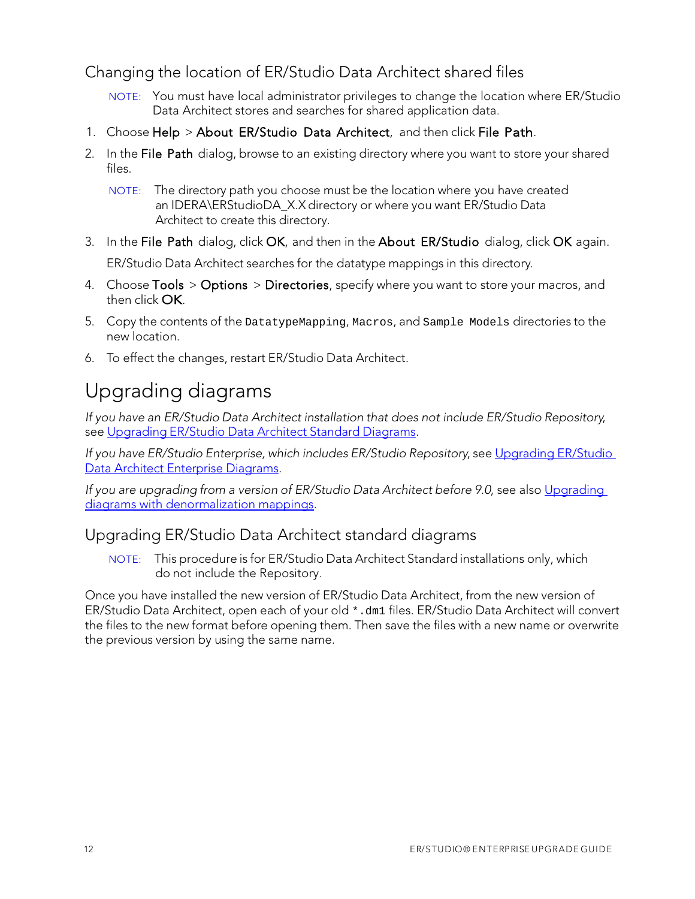### Changing the location of ER/Studio Data Architect shared files

> NOTE: You must have local administrator privileges to change the location where ER/Studio Data Architect stores and searches for shared application data.

1. Choose **Help** > **About ER/Studio Data Architect**, and then click **File Path**.
2. In the **File Path** dialog, browse to an existing directory where you want to store your shared files.

   > NOTE: The directory path you choose must be the location where you have created an IDERA\ERStudioDA_X.X directory or where you want ER/Studio Data Architect to create this directory.

3. In the **File Path** dialog, click **OK**, and then in the **About ER/Studio** dialog, click **OK** again.

   ER/Studio Data Architect searches for the datatype mappings in this directory.

4. Choose **Tools** > **Options** > **Directories**, specify where you want to store your macros, and then click **OK**.
5. Copy the contents of the `DatatypeMapping`, `Macros`, and `Sample Models` directories to the new location.
6. To effect the changes, restart ER/Studio Data Architect.

## Upgrading diagrams

*If you have an ER/Studio Data Architect installation that does not include ER/Studio Repository*, see [Upgrading ER/Studio Data Architect Standard Diagrams](#).

*If you have ER/Studio Enterprise, which includes ER/Studio Repository*, see [Upgrading ER/Studio Data Architect Enterprise Diagrams](#).

*If you are upgrading from a version of ER/Studio Data Architect before 9.0*, see also [Upgrading diagrams with denormalization mappings](#).

### Upgrading ER/Studio Data Architect standard diagrams

> NOTE: This procedure is for ER/Studio Data Architect Standard installations only, which do not include the Repository.

Once you have installed the new version of ER/Studio Data Architect, from the new version of ER/Studio Data Architect, open each of your old `*.dm1` files. ER/Studio Data Architect will convert the files to the new format before opening them. Then save the files with a new name or overwrite the previous version by using the same name.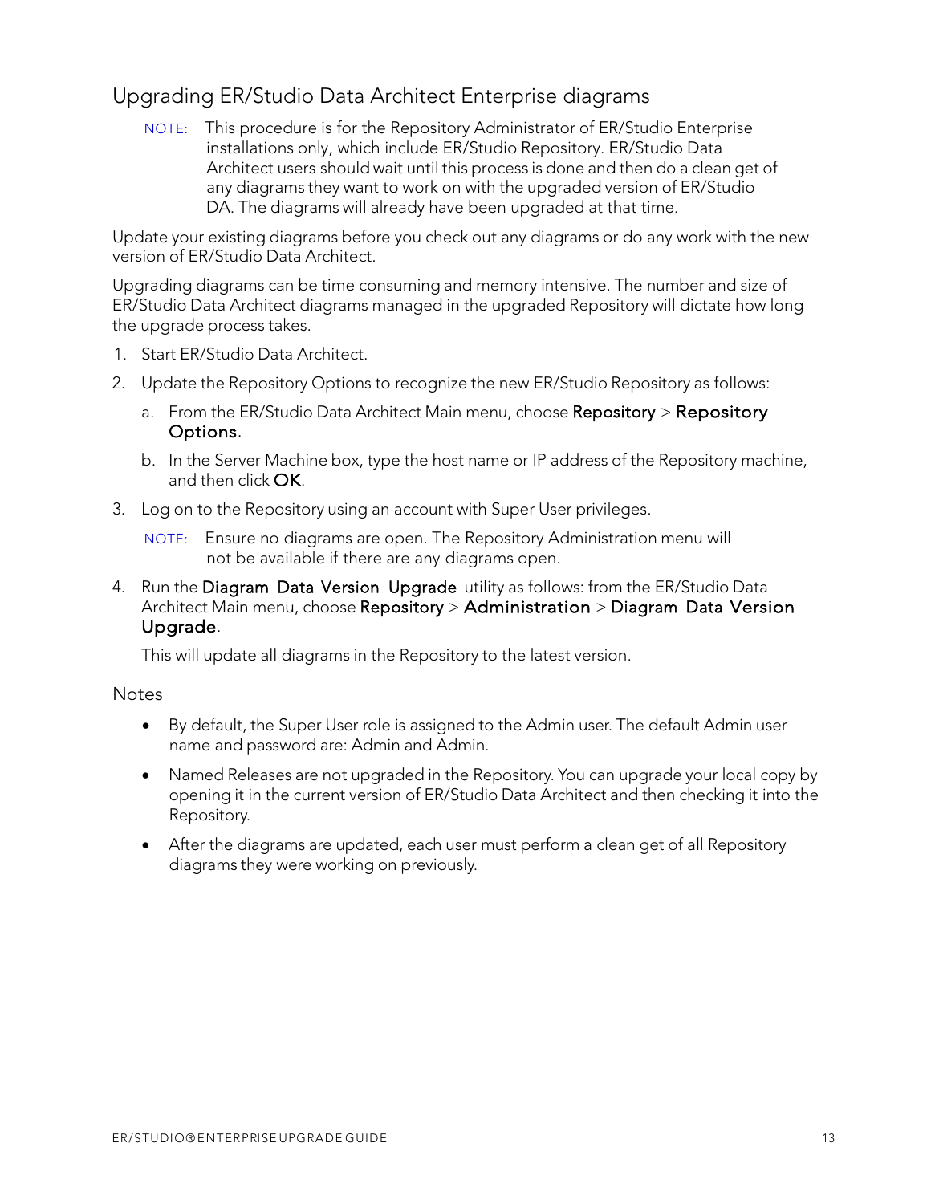## Upgrading ER/Studio Data Architect Enterprise diagrams

> NOTE: This procedure is for the Repository Administrator of ER/Studio Enterprise installations only, which include ER/Studio Repository. ER/Studio Data Architect users should wait until this process is done and then do a clean get of any diagrams they want to work on with the upgraded version of ER/Studio DA. The diagrams will already have been upgraded at that time.

Update your existing diagrams before you check out any diagrams or do any work with the new version of ER/Studio Data Architect.

Upgrading diagrams can be time consuming and memory intensive. The number and size of ER/Studio Data Architect diagrams managed in the upgraded Repository will dictate how long the upgrade process takes.

1. Start ER/Studio Data Architect.
2. Update the Repository Options to recognize the new ER/Studio Repository as follows:
   a. From the ER/Studio Data Architect Main menu, choose **Repository** > **Repository Options**.
   b. In the Server Machine box, type the host name or IP address of the Repository machine, and then click **OK**.
3. Log on to the Repository using an account with Super User privileges.

   > NOTE: Ensure no diagrams are open. The Repository Administration menu will not be available if there are any diagrams open.

4. Run the **Diagram Data Version Upgrade** utility as follows: from the ER/Studio Data Architect Main menu, choose **Repository** > **Administration** > **Diagram Data Version Upgrade**.

   This will update all diagrams in the Repository to the latest version.

### Notes

- By default, the Super User role is assigned to the Admin user. The default Admin user name and password are: Admin and Admin.
- Named Releases are not upgraded in the Repository. You can upgrade your local copy by opening it in the current version of ER/Studio Data Architect and then checking it into the Repository.
- After the diagrams are updated, each user must perform a clean get of all Repository diagrams they were working on previously.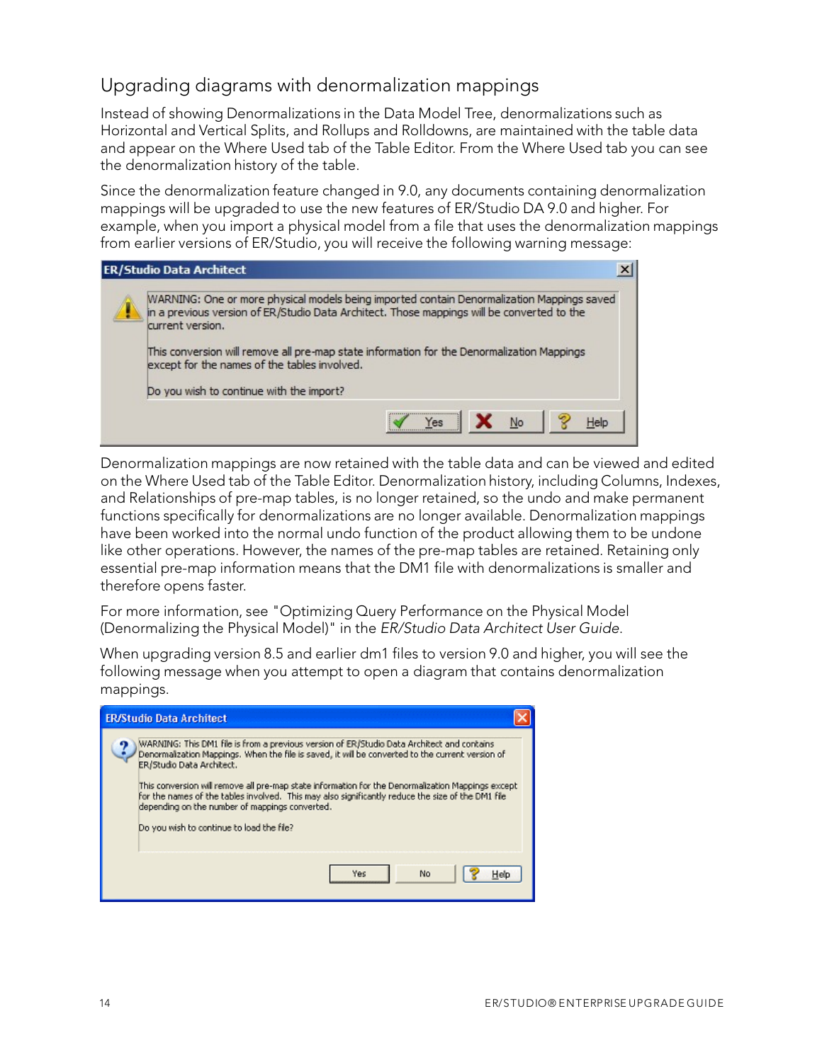## Upgrading diagrams with denormalization mappings

Instead of showing Denormalizations in the Data Model Tree, denormalizations such as Horizontal and Vertical Splits, and Rollups and Rolldowns, are maintained with the table data and appear on the Where Used tab of the Table Editor. From the Where Used tab you can see the denormalization history of the table.

Since the denormalization feature changed in 9.0, any documents containing denormalization mappings will be upgraded to use the new features of ER/Studio DA 9.0 and higher. For example, when you import a physical model from a file that uses the denormalization mappings from earlier versions of ER/Studio, you will receive the following warning message:

Denormalization mappings are now retained with the table data and can be viewed and edited on the Where Used tab of the Table Editor. Denormalization history, including Columns, Indexes, and Relationships of pre-map tables, is no longer retained, so the undo and make permanent functions specifically for denormalizations are no longer available. Denormalization mappings have been worked into the normal undo function of the product allowing them to be undone like other operations. However, the names of the pre-map tables are retained. Retaining only essential pre-map information means that the DM1 file with denormalizations is smaller and therefore opens faster.

For more information, see "Optimizing Query Performance on the Physical Model (Denormalizing the Physical Model)" in the *ER/Studio Data Architect User Guide*.

When upgrading version 8.5 and earlier dm1 files to version 9.0 and higher, you will see the following message when you attempt to open a diagram that contains denormalization mappings.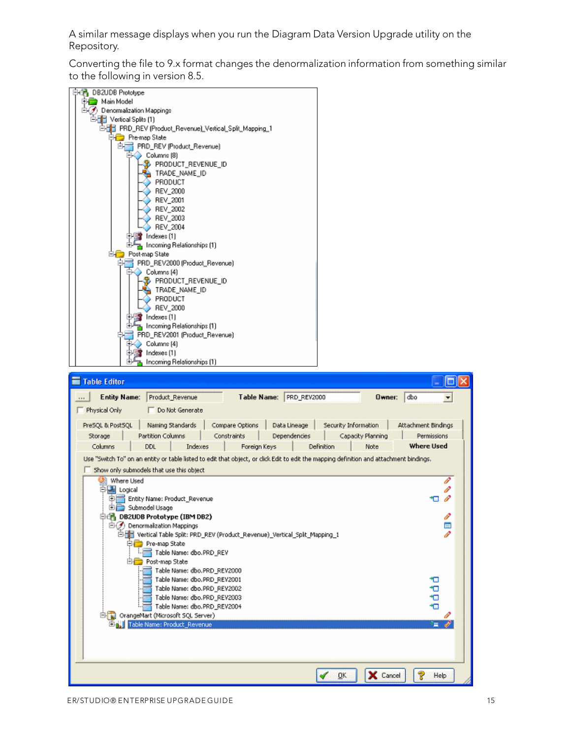A similar message displays when you run the Diagram Data Version Upgrade utility on the Repository.

Converting the file to 9.x format changes the denormalization information from something similar to the following in version 8.5.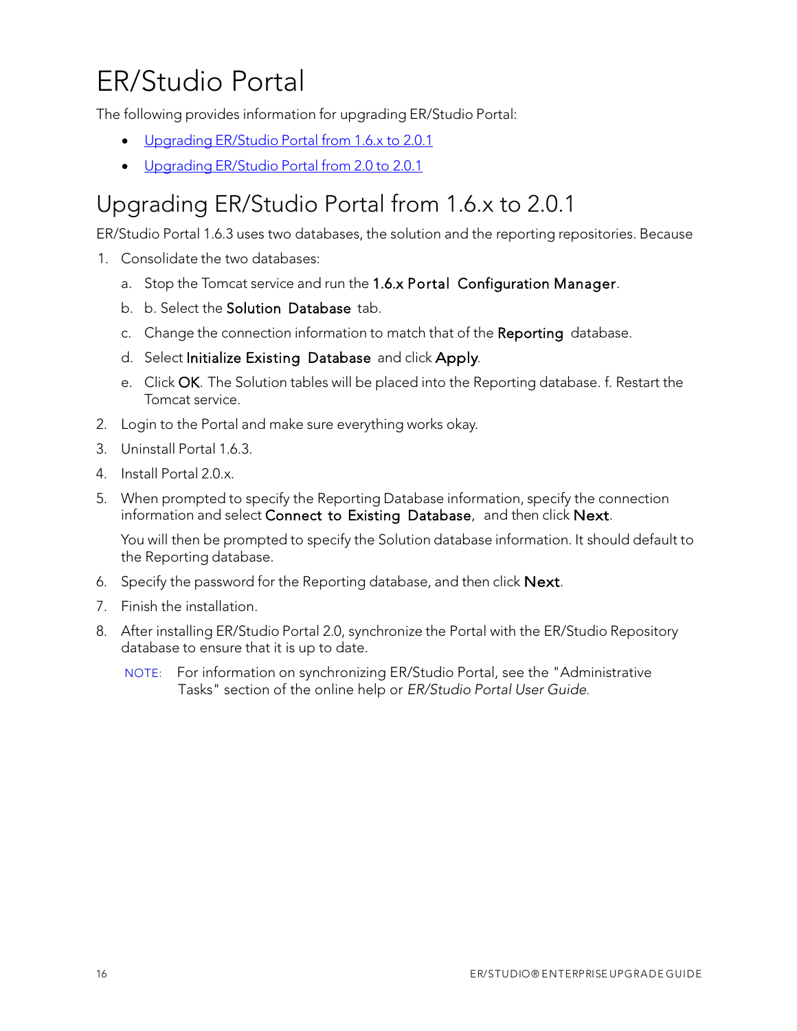# ER/Studio Portal

The following provides information for upgrading ER/Studio Portal:

- Upgrading ER/Studio Portal from 1.6.x to 2.0.1
- Upgrading ER/Studio Portal from 2.0 to 2.0.1

## Upgrading ER/Studio Portal from 1.6.x to 2.0.1

ER/Studio Portal 1.6.3 uses two databases, the solution and the reporting repositories. Because

1. Consolidate the two databases:
   a. Stop the Tomcat service and run the **1.6.x Portal Configuration Manager**.
   b. b. Select the **Solution Database** tab.
   c. Change the connection information to match that of the **Reporting** database.
   d. Select **Initialize Existing Database** and click **Apply**.
   e. Click **OK**. The Solution tables will be placed into the Reporting database. f. Restart the Tomcat service.
2. Login to the Portal and make sure everything works okay.
3. Uninstall Portal 1.6.3.
4. Install Portal 2.0.x.
5. When prompted to specify the Reporting Database information, specify the connection information and select **Connect to Existing Database**, and then click **Next**.

   You will then be prompted to specify the Solution database information. It should default to the Reporting database.
6. Specify the password for the Reporting database, and then click **Next**.
7. Finish the installation.
8. After installing ER/Studio Portal 2.0, synchronize the Portal with the ER/Studio Repository database to ensure that it is up to date.

   NOTE: For information on synchronizing ER/Studio Portal, see the "Administrative Tasks" section of the online help or *ER/Studio Portal User Guide*.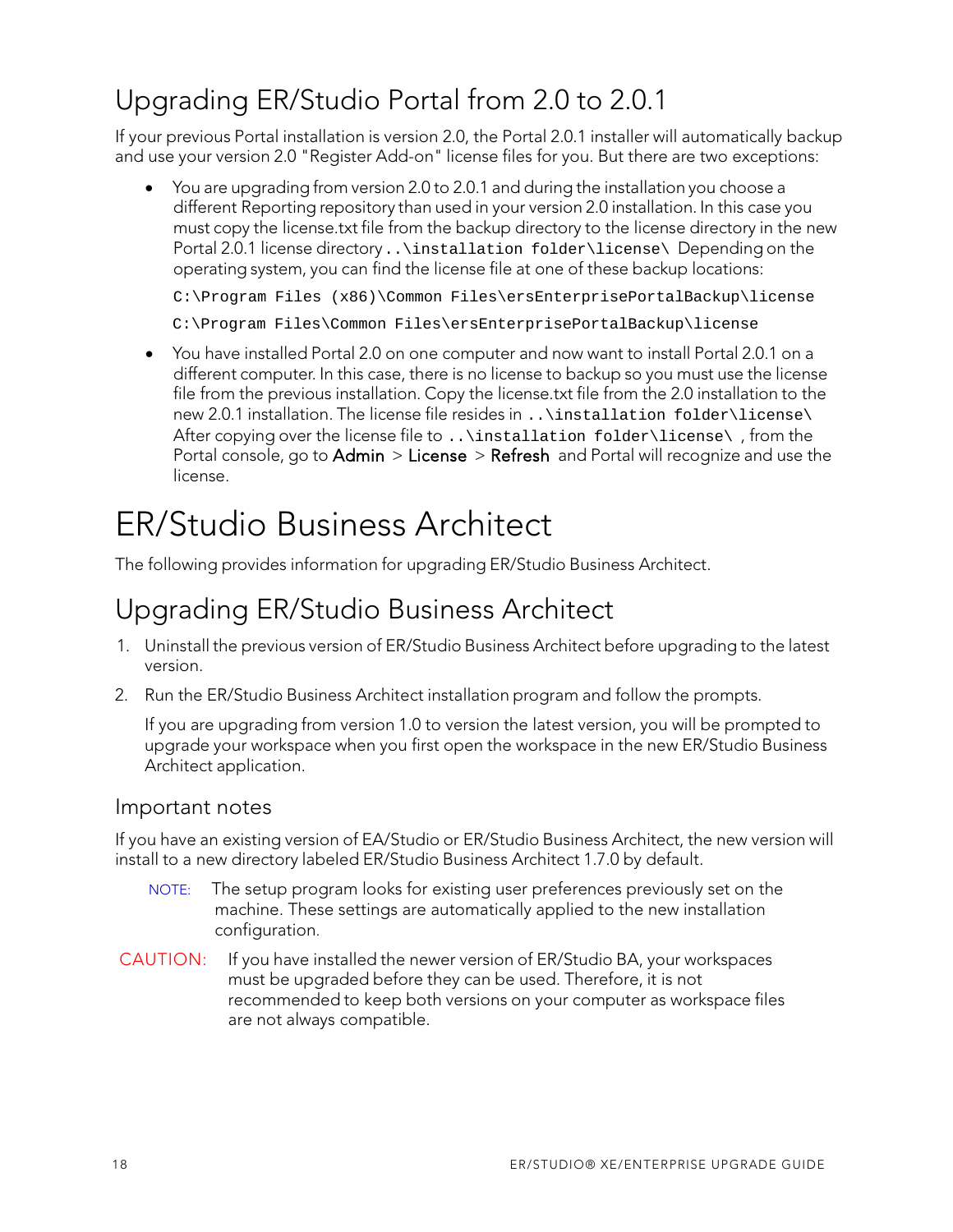## Upgrading ER/Studio Portal from 2.0 to 2.0.1

If your previous Portal installation is version 2.0, the Portal 2.0.1 installer will automatically backup and use your version 2.0 "Register Add-on" license files for you. But there are two exceptions:

- You are upgrading from version 2.0 to 2.0.1 and during the installation you choose a different Reporting repository than used in your version 2.0 installation. In this case you must copy the license.txt file from the backup directory to the license directory in the new Portal 2.0.1 license directory `..\installation folder\license\` Depending on the operating system, you can find the license file at one of these backup locations:

  `C:\Program Files (x86)\Common Files\ersEnterprisePortalBackup\license`

  `C:\Program Files\Common Files\ersEnterprisePortalBackup\license`

- You have installed Portal 2.0 on one computer and now want to install Portal 2.0.1 on a different computer. In this case, there is no license to backup so you must use the license file from the previous installation. Copy the license.txt file from the 2.0 installation to the new 2.0.1 installation. The license file resides in `..\installation folder\license\` After copying over the license file to `..\installation folder\license\` , from the Portal console, go to **Admin** > **License** > **Refresh** and Portal will recognize and use the license.

# ER/Studio Business Architect

The following provides information for upgrading ER/Studio Business Architect.

## Upgrading ER/Studio Business Architect

1. Uninstall the previous version of ER/Studio Business Architect before upgrading to the latest version.
2. Run the ER/Studio Business Architect installation program and follow the prompts.

   If you are upgrading from version 1.0 to version the latest version, you will be prompted to upgrade your workspace when you first open the workspace in the new ER/Studio Business Architect application.

### Important notes

If you have an existing version of EA/Studio or ER/Studio Business Architect, the new version will install to a new directory labeled ER/Studio Business Architect 1.7.0 by default.

NOTE: The setup program looks for existing user preferences previously set on the machine. These settings are automatically applied to the new installation configuration.

CAUTION: If you have installed the newer version of ER/Studio BA, your workspaces must be upgraded before they can be used. Therefore, it is not recommended to keep both versions on your computer as workspace files are not always compatible.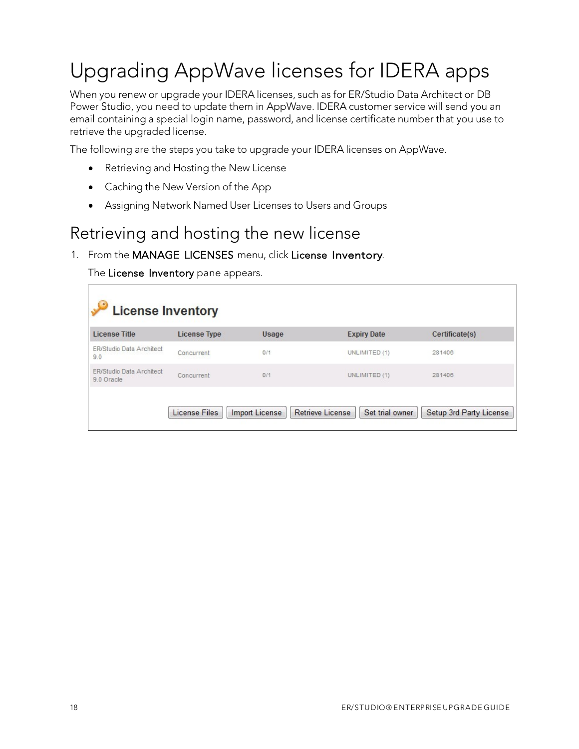# Upgrading AppWave licenses for IDERA apps

When you renew or upgrade your IDERA licenses, such as for ER/Studio Data Architect or DB Power Studio, you need to update them in AppWave. IDERA customer service will send you an email containing a special login name, password, and license certificate number that you use to retrieve the upgraded license.

The following are the steps you take to upgrade your IDERA licenses on AppWave.

- Retrieving and Hosting the New License
- Caching the New Version of the App
- Assigning Network Named User Licenses to Users and Groups

## Retrieving and hosting the new license

1. From the **MANAGE LICENSES** menu, click **License Inventory**.

   The **License Inventory** pane appears.

   **License Inventory**

   | License Title | License Type | Usage | Expiry Date | Certificate(s) |
   |---|---|---|---|---|
   | ER/Studio Data Architect 9.0 | Concurrent | 0/1 | UNLIMITED (1) | 281406 |
   | ER/Studio Data Architect 9.0 Oracle | Concurrent | 0/1 | UNLIMITED (1) | 281406 |

   License Files | Import License | Retrieve License | Set trial owner | Setup 3rd Party License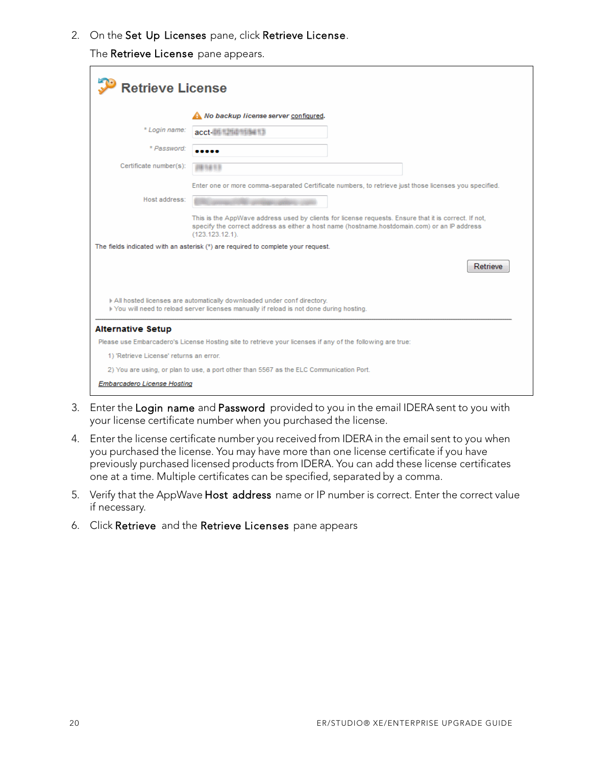2. On the **Set Up Licenses** pane, click **Retrieve License**.

   The **Retrieve License** pane appears.

3. Enter the **Login name** and **Password** provided to you in the email IDERA sent to you with your license certificate number when you purchased the license.
4. Enter the license certificate number you received from IDERA in the email sent to you when you purchased the license. You may have more than one license certificate if you have previously purchased licensed products from IDERA. You can add these license certificates one at a time. Multiple certificates can be specified, separated by a comma.
5. Verify that the AppWave **Host address** name or IP number is correct. Enter the correct value if necessary.
6. Click **Retrieve** and the **Retrieve Licenses** pane appears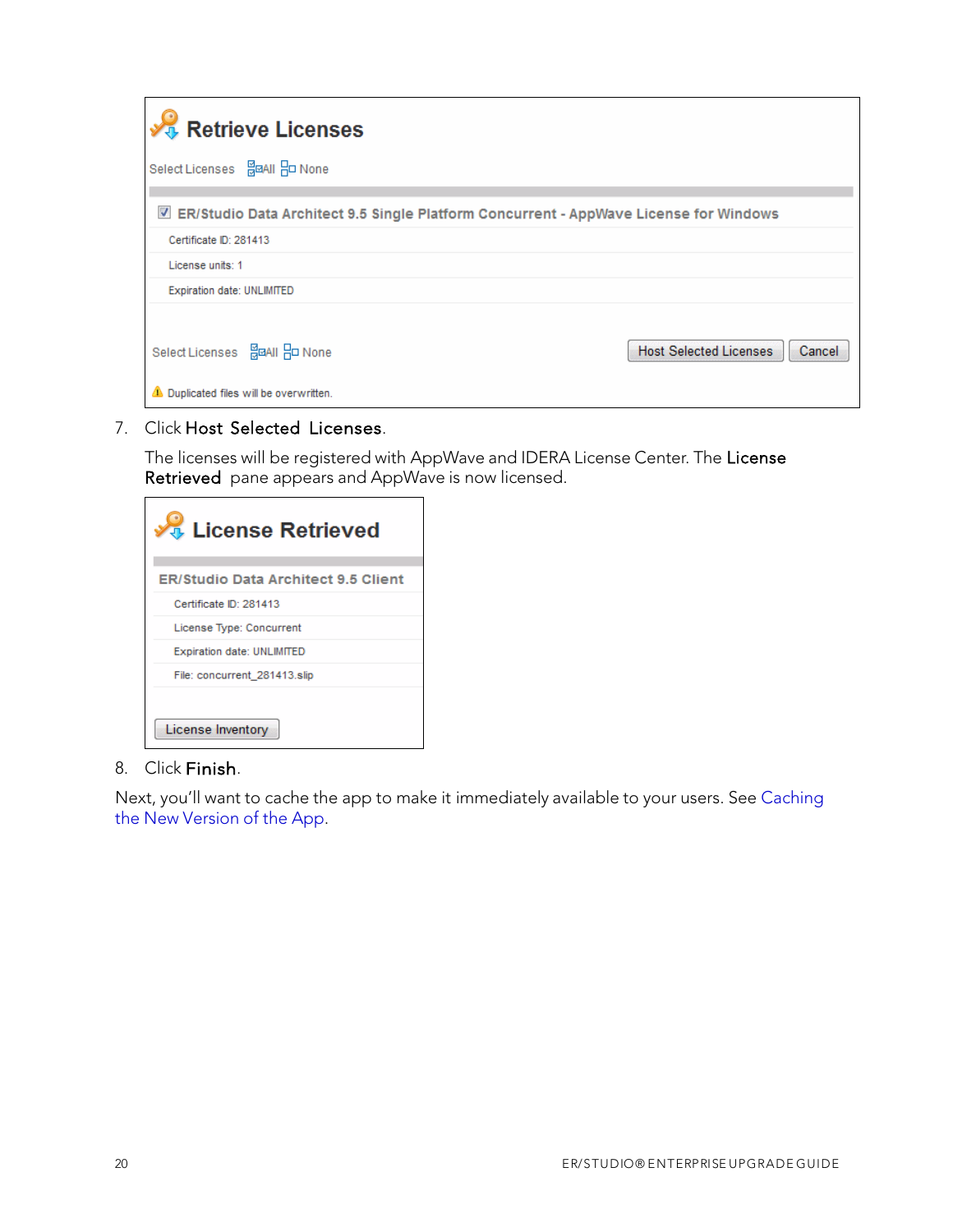7. Click **Host Selected Licenses**.

   The licenses will be registered with AppWave and IDERA License Center. The **License Retrieved** pane appears and AppWave is now licensed.

8. Click **Finish**.

Next, you'll want to cache the app to make it immediately available to your users. See Caching the New Version of the App.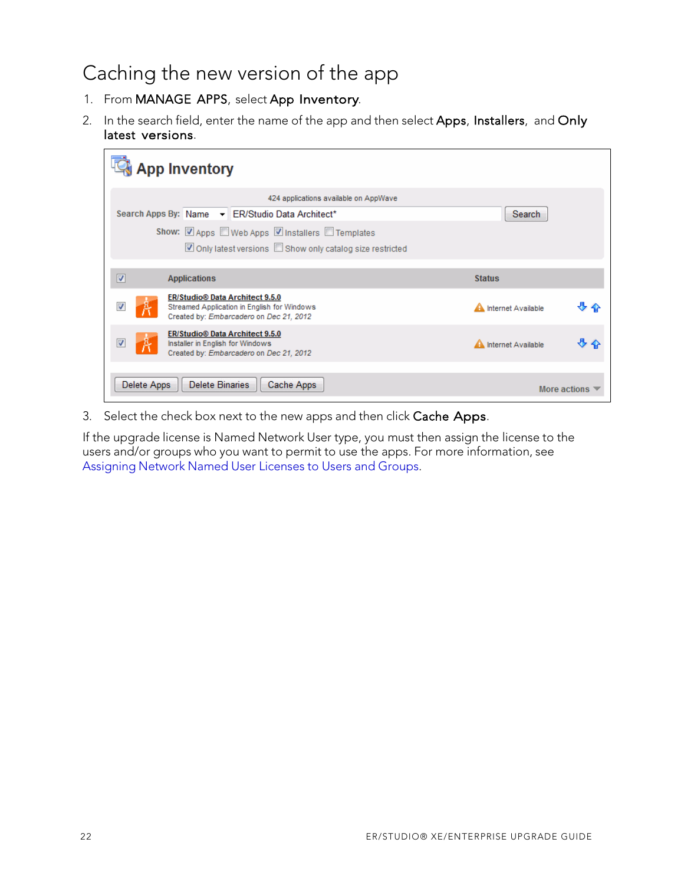# Caching the new version of the app

1. From **MANAGE APPS**, select **App Inventory**.
2. In the search field, enter the name of the app and then select **Apps**, **Installers**, and **Only latest versions**.
3. Select the check box next to the new apps and then click **Cache Apps**.

If the upgrade license is Named Network User type, you must then assign the license to the users and/or groups who you want to permit to use the apps. For more information, see Assigning Network Named User Licenses to Users and Groups.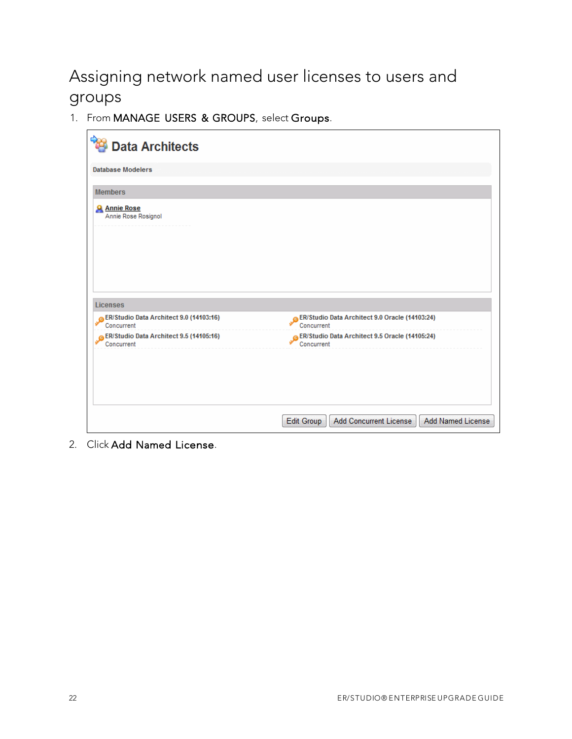# Assigning network named user licenses to users and groups

1. From **MANAGE USERS & GROUPS**, select **Groups**.

Data Architects

Database Modelers

Members

Annie Rose
Annie Rose Rosignol

Licenses

ER/Studio Data Architect 9.0 (14103:16)
Concurrent

ER/Studio Data Architect 9.0 Oracle (14103:24)
Concurrent

ER/Studio Data Architect 9.5 (14105:16)
Concurrent

ER/Studio Data Architect 9.5 Oracle (14105:24)
Concurrent

Edit Group | Add Concurrent License | Add Named License

2. Click **Add Named License**.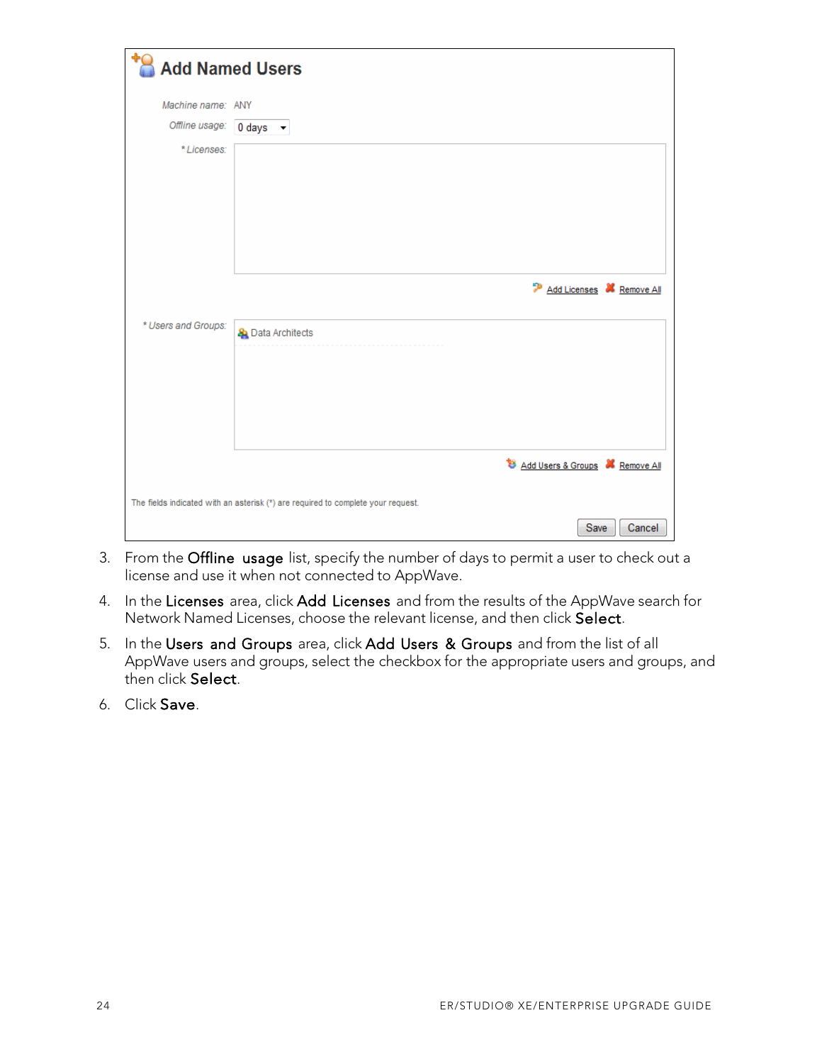**Add Named Users**

*Machine name:* ANY

*Offline usage:* 0 days

** Licenses:*

Add Licenses   Remove All

** Users and Groups:* Data Architects

Add Users & Groups   Remove All

The fields indicated with an asterisk (*) are required to complete your request.

Save   Cancel

3. From the **Offline usage** list, specify the number of days to permit a user to check out a license and use it when not connected to AppWave.
4. In the **Licenses** area, click **Add Licenses** and from the results of the AppWave search for Network Named Licenses, choose the relevant license, and then click **Select**.
5. In the **Users and Groups** area, click **Add Users & Groups** and from the list of all AppWave users and groups, select the checkbox for the appropriate users and groups, and then click **Select**.
6. Click **Save**.